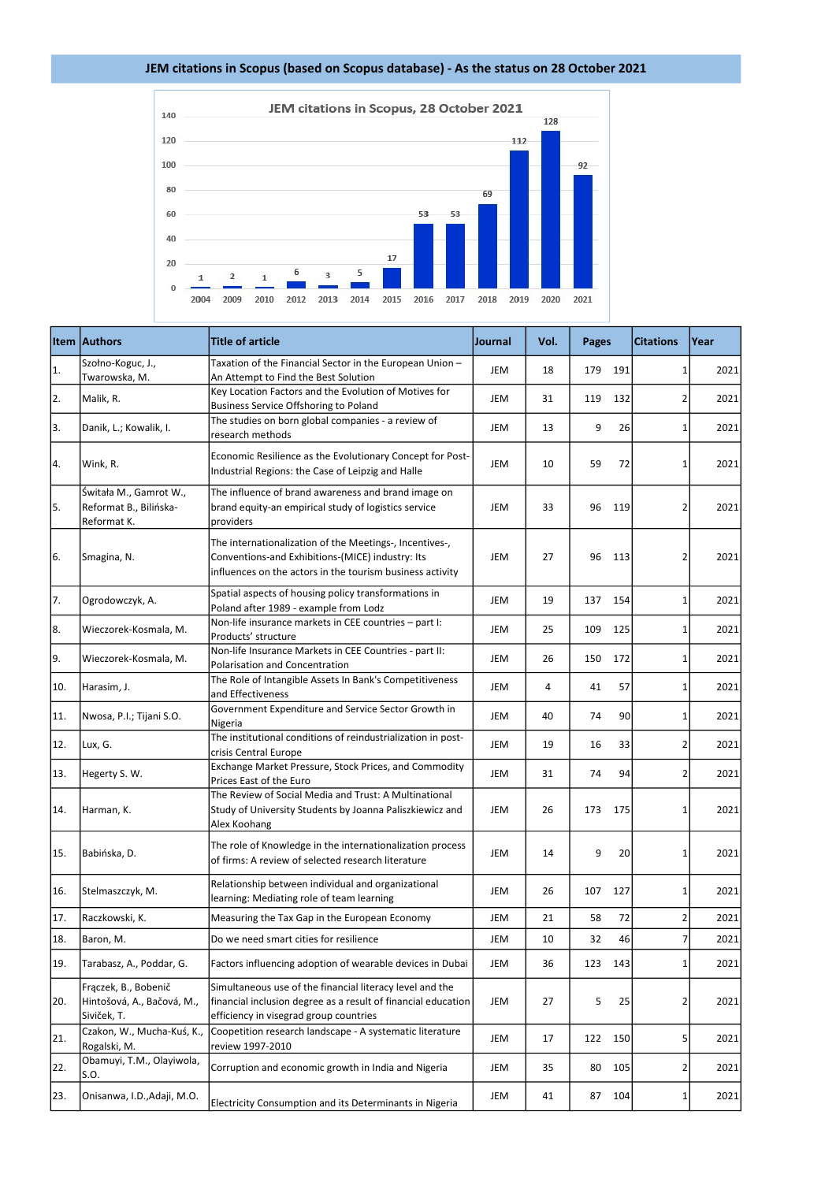# JEM citations in Scopus (based on Scopus database) - As the status on 28 October 2021

JEM citations in Scopus, 28 October 2021

| Year | Citations |
|---|---|
| 2004 | 1 |
| 2009 | 2 |
| 2010 | 1 |
| 2012 | 6 |
| 2013 | 3 |
| 2014 | 5 |
| 2015 | 17 |
| 2016 | 53 |
| 2017 | 53 |
| 2018 | 69 |
| 2019 | 112 |
| 2020 | 128 |
| 2021 | 92 |

| Item | Authors | Title of article | Journal | Vol. | Pages | | Citations | Year |
|---|---|---|---|---|---|---|---|---|
| 1. | Szołno-Koguc, J., Twarowska, M. | Taxation of the Financial Sector in the European Union – An Attempt to Find the Best Solution | JEM | 18 | 179 | 191 | 1 | 2021 |
| 2. | Malik, R. | Key Location Factors and the Evolution of Motives for Business Service Offshoring to Poland | JEM | 31 | 119 | 132 | 2 | 2021 |
| 3. | Danik, L.; Kowalik, I. | The studies on born global companies - a review of research methods | JEM | 13 | 9 | 26 | 1 | 2021 |
| 4. | Wink, R. | Economic Resilience as the Evolutionary Concept for Post-Industrial Regions: the Case of Leipzig and Halle | JEM | 10 | 59 | 72 | 1 | 2021 |
| 5. | Świtała M., Gamrot W., Reformat B., Bilińska-Reformat K. | The influence of brand awareness and brand image on brand equity-an empirical study of logistics service providers | JEM | 33 | 96 | 119 | 2 | 2021 |
| 6. | Smagina, N. | The internationalization of the Meetings-, Incentives-, Conventions-and Exhibitions-(MICE) industry: Its influences on the actors in the tourism business activity | JEM | 27 | 96 | 113 | 2 | 2021 |
| 7. | Ogrodowczyk, A. | Spatial aspects of housing policy transformations in Poland after 1989 - example from Lodz | JEM | 19 | 137 | 154 | 1 | 2021 |
| 8. | Wieczorek-Kosmala, M. | Non-life insurance markets in CEE countries – part I: Products' structure | JEM | 25 | 109 | 125 | 1 | 2021 |
| 9. | Wieczorek-Kosmala, M. | Non-life Insurance Markets in CEE Countries - part II: Polarisation and Concentration | JEM | 26 | 150 | 172 | 1 | 2021 |
| 10. | Harasim, J. | The Role of Intangible Assets In Bank's Competitiveness and Effectiveness | JEM | 4 | 41 | 57 | 1 | 2021 |
| 11. | Nwosa, P.I.; Tijani S.O. | Government Expenditure and Service Sector Growth in Nigeria | JEM | 40 | 74 | 90 | 1 | 2021 |
| 12. | Lux, G. | The institutional conditions of reindustrialization in post-crisis Central Europe | JEM | 19 | 16 | 33 | 2 | 2021 |
| 13. | Hegerty S. W. | Exchange Market Pressure, Stock Prices, and Commodity Prices East of the Euro | JEM | 31 | 74 | 94 | 2 | 2021 |
| 14. | Harman, K. | The Review of Social Media and Trust: A Multinational Study of University Students by Joanna Paliszkiewicz and Alex Koohang | JEM | 26 | 173 | 175 | 1 | 2021 |
| 15. | Babińska, D. | The role of Knowledge in the internationalization process of firms: A review of selected research literature | JEM | 14 | 9 | 20 | 1 | 2021 |
| 16. | Stelmaszczyk, M. | Relationship between individual and organizational learning: Mediating role of team learning | JEM | 26 | 107 | 127 | 1 | 2021 |
| 17. | Raczkowski, K. | Measuring the Tax Gap in the European Economy | JEM | 21 | 58 | 72 | 2 | 2021 |
| 18. | Baron, M. | Do we need smart cities for resilience | JEM | 10 | 32 | 46 | 7 | 2021 |
| 19. | Tarabasz, A., Poddar, G. | Factors influencing adoption of wearable devices in Dubai | JEM | 36 | 123 | 143 | 1 | 2021 |
| 20. | Frączek, B., Bobenič Hintošová, A., Bačová, M., Siviček, T. | Simultaneous use of the financial literacy level and the financial inclusion degree as a result of financial education efficiency in visegrad group countries | JEM | 27 | 5 | 25 | 2 | 2021 |
| 21. | Czakon, W., Mucha-Kuś, K., Rogalski, M. | Coopetition research landscape - A systematic literature review 1997-2010 | JEM | 17 | 122 | 150 | 5 | 2021 |
| 22. | Obamuyi, T.M., Olayiwola, S.O. | Corruption and economic growth in India and Nigeria | JEM | 35 | 80 | 105 | 2 | 2021 |
| 23. | Onisanwa, I.D.,Adaji, M.O. | Electricity Consumption and its Determinants in Nigeria | JEM | 41 | 87 | 104 | 1 | 2021 |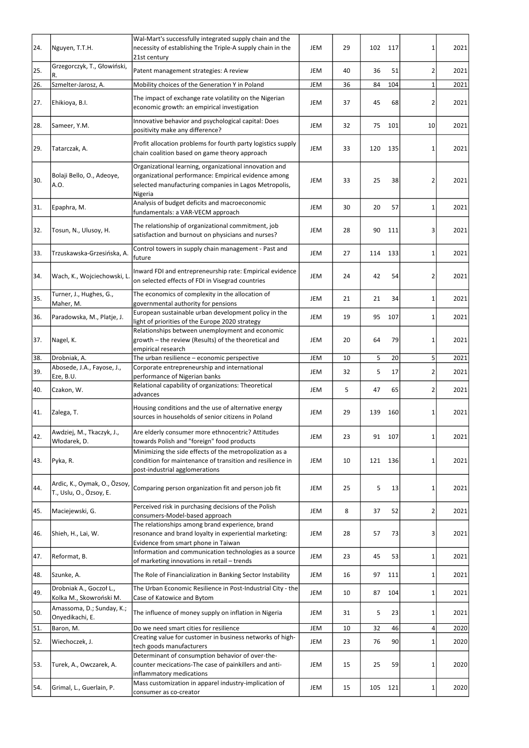| | | | | | | | | |
|---|---|---|---|---|---|---|---|---|
| 24. | Nguyen, T.T.H. | Wal-Mart's successfully integrated supply chain and the necessity of establishing the Triple-A supply chain in the 21st century | JEM | 29 | 102 | 117 | 1 | 2021 |
| 25. | Grzegorczyk, T., Głowiński, R. | Patent management strategies: A review | JEM | 40 | 36 | 51 | 2 | 2021 |
| 26. | Szmelter-Jarosz, A. | Mobility choices of the Generation Y in Poland | JEM | 36 | 84 | 104 | 1 | 2021 |
| 27. | Ehikioya, B.I. | The impact of exchange rate volatility on the Nigerian economic growth: an empirical investigation | JEM | 37 | 45 | 68 | 2 | 2021 |
| 28. | Sameer, Y.M. | Innovative behavior and psychological capital: Does positivity make any difference? | JEM | 32 | 75 | 101 | 10 | 2021 |
| 29. | Tatarczak, A. | Profit allocation problems for fourth party logistics supply chain coalition based on game theory approach | JEM | 33 | 120 | 135 | 1 | 2021 |
| 30. | Bolaji Bello, O., Adeoye, A.O. | Organizational learning, organizational innovation and organizational performance: Empirical evidence among selected manufacturing companies in Lagos Metropolis, Nigeria | JEM | 33 | 25 | 38 | 2 | 2021 |
| 31. | Epaphra, M. | Analysis of budget deficits and macroeconomic fundamentals: a VAR-VECM approach | JEM | 30 | 20 | 57 | 1 | 2021 |
| 32. | Tosun, N., Ulusoy, H. | The relationship of organizational commitment, job satisfaction and burnout on physicians and nurses? | JEM | 28 | 90 | 111 | 3 | 2021 |
| 33. | Trzuskawska-Grzesińska, A. | Control towers in supply chain management - Past and future | JEM | 27 | 114 | 133 | 1 | 2021 |
| 34. | Wach, K., Wojciechowski, L. | Inward FDI and entrepreneurship rate: Empirical evidence on selected effects of FDI in Visegrad countries | JEM | 24 | 42 | 54 | 2 | 2021 |
| 35. | Turner, J., Hughes, G., Maher, M. | The economics of complexity in the allocation of governmental authority for pensions | JEM | 21 | 21 | 34 | 1 | 2021 |
| 36. | Paradowska, M., Platje, J. | European sustainable urban development policy in the light of priorities of the Europe 2020 strategy | JEM | 19 | 95 | 107 | 1 | 2021 |
| 37. | Nagel, K. | Relationships between unemployment and economic growth – the review (Results) of the theoretical and empirical research | JEM | 20 | 64 | 79 | 1 | 2021 |
| 38. | Drobniak, A. | The urban resilience – economic perspective | JEM | 10 | 5 | 20 | 5 | 2021 |
| 39. | Abosede, J.A., Fayose, J., Eze, B.U. | Corporate entrepreneurship and international performance of Nigerian banks | JEM | 32 | 5 | 17 | 2 | 2021 |
| 40. | Czakon, W. | Relational capability of organizations: Theoretical advances | JEM | 5 | 47 | 65 | 2 | 2021 |
| 41. | Zalega, T. | Housing conditions and the use of alternative energy sources in households of senior citizens in Poland | JEM | 29 | 139 | 160 | 1 | 2021 |
| 42. | Awdziej, M., Tkaczyk, J., Włodarek, D. | Are elderly consumer more ethnocentric? Attitudes towards Polish and "foreign" food products | JEM | 23 | 91 | 107 | 1 | 2021 |
| 43. | Pyka, R. | Minimizing the side effects of the metropolization as a condition for maintenance of transition and resilience in post-industrial agglomerations | JEM | 10 | 121 | 136 | 1 | 2021 |
| 44. | Ardic, K., Oymak, O., Özsoy, T., Uslu, O., Özsoy, E. | Comparing person organization fit and person job fit | JEM | 25 | 5 | 13 | 1 | 2021 |
| 45. | Maciejewski, G. | Perceived risk in purchasing decisions of the Polish consumers-Model-based approach | JEM | 8 | 37 | 52 | 2 | 2021 |
| 46. | Shieh, H., Lai, W. | The relationships among brand experience, brand resonance and brand loyalty in experiential marketing: Evidence from smart phone in Taiwan | JEM | 28 | 57 | 73 | 3 | 2021 |
| 47. | Reformat, B. | Information and communication technologies as a source of marketing innovations in retail – trends | JEM | 23 | 45 | 53 | 1 | 2021 |
| 48. | Szunke, A. | The Role of Financialization in Banking Sector Instability | JEM | 16 | 97 | 111 | 1 | 2021 |
| 49. | Drobniak A., Goczoł L., Kolka M., Skowroński M. | The Urban Economic Resilience in Post-Industrial City - the Case of Katowice and Bytom | JEM | 10 | 87 | 104 | 1 | 2021 |
| 50. | Amassoma, D.; Sunday, K.; Onyedikachi, E. | The influence of money supply on inflation in Nigeria | JEM | 31 | 5 | 23 | 1 | 2021 |
| 51. | Baron, M. | Do we need smart cities for resilience | JEM | 10 | 32 | 46 | 4 | 2020 |
| 52. | Wiechoczek, J. | Creating value for customer in business networks of high-tech goods manufacturers | JEM | 23 | 76 | 90 | 1 | 2020 |
| 53. | Turek, A., Owczarek, A. | Determinant of consumption behavior of over-the-counter mecications-The case of painkillers and anti-inflammatory medications | JEM | 15 | 25 | 59 | 1 | 2020 |
| 54. | Grimal, L., Guerlain, P. | Mass customization in apparel industry-implication of consumer as co-creator | JEM | 15 | 105 | 121 | 1 | 2020 |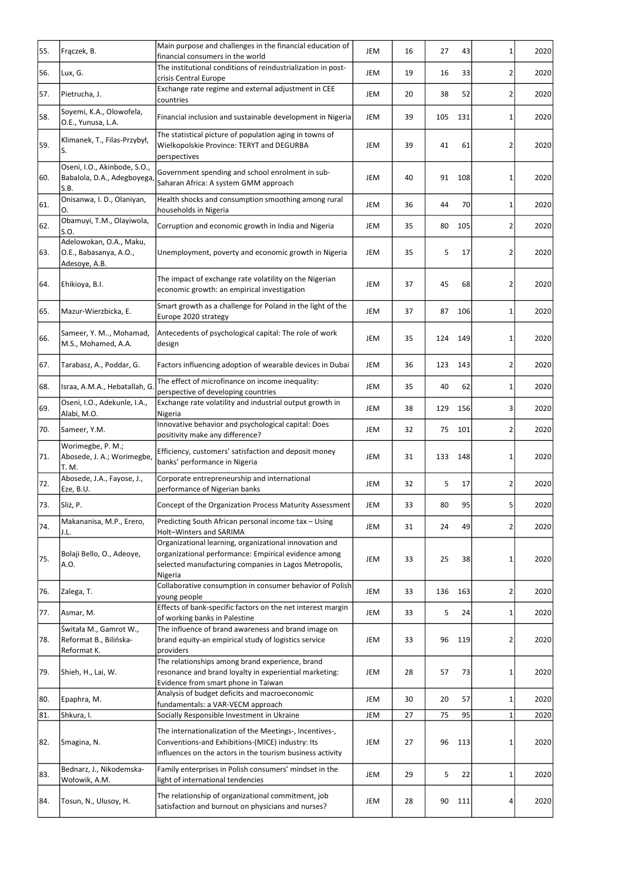| | | | | | | | | |
|---|---|---|---|---|---|---|---|---|
| 55. | Frączek, B. | Main purpose and challenges in the financial education of financial consumers in the world | JEM | 16 | 27 | 43 | 1 | 2020 |
| 56. | Lux, G. | The institutional conditions of reindustrialization in post-crisis Central Europe | JEM | 19 | 16 | 33 | 2 | 2020 |
| 57. | Pietrucha, J. | Exchange rate regime and external adjustment in CEE countries | JEM | 20 | 38 | 52 | 2 | 2020 |
| 58. | Soyemi, K.A., Olowofela, O.E., Yunusa, L.A. | Financial inclusion and sustainable development in Nigeria | JEM | 39 | 105 | 131 | 1 | 2020 |
| 59. | Klimanek, T., Filas-Przybył, S. | The statistical picture of population aging in towns of Wielkopolskie Province: TERYT and DEGURBA perspectives | JEM | 39 | 41 | 61 | 2 | 2020 |
| 60. | Oseni, I.O., Akinbode, S.O., Babalola, D.A., Adegboyega, S.B. | Government spending and school enrolment in sub-Saharan Africa: A system GMM approach | JEM | 40 | 91 | 108 | 1 | 2020 |
| 61. | Onisanwa, I. D., Olaniyan, O. | Health shocks and consumption smoothing among rural households in Nigeria | JEM | 36 | 44 | 70 | 1 | 2020 |
| 62. | Obamuyi, T.M., Olayiwola, S.O. | Corruption and economic growth in India and Nigeria | JEM | 35 | 80 | 105 | 2 | 2020 |
| 63. | Adelowokan, O.A., Maku, O.E., Babasanya, A.O., Adesoye, A.B. | Unemployment, poverty and economic growth in Nigeria | JEM | 35 | 5 | 17 | 2 | 2020 |
| 64. | Ehikioya, B.I. | The impact of exchange rate volatility on the Nigerian economic growth: an empirical investigation | JEM | 37 | 45 | 68 | 2 | 2020 |
| 65. | Mazur-Wierzbicka, E. | Smart growth as a challenge for Poland in the light of the Europe 2020 strategy | JEM | 37 | 87 | 106 | 1 | 2020 |
| 66. | Sameer, Y. M.., Mohamad, M.S., Mohamed, A.A. | Antecedents of psychological capital: The role of work design | JEM | 35 | 124 | 149 | 1 | 2020 |
| 67. | Tarabasz, A., Poddar, G. | Factors influencing adoption of wearable devices in Dubai | JEM | 36 | 123 | 143 | 2 | 2020 |
| 68. | Israa, A.M.A., Hebatallah, G. | The effect of microfinance on income inequality: perspective of developing countries | JEM | 35 | 40 | 62 | 1 | 2020 |
| 69. | Oseni, I.O., Adekunle, I.A., Alabi, M.O. | Exchange rate volatility and industrial output growth in Nigeria | JEM | 38 | 129 | 156 | 3 | 2020 |
| 70. | Sameer, Y.M. | Innovative behavior and psychological capital: Does positivity make any difference? | JEM | 32 | 75 | 101 | 2 | 2020 |
| 71. | Worimegbe, P. M.; Abosede, J. A.; Worimegbe, T. M. | Efficiency, customers' satisfaction and deposit money banks' performance in Nigeria | JEM | 31 | 133 | 148 | 1 | 2020 |
| 72. | Abosede, J.A., Fayose, J., Eze, B.U. | Corporate entrepreneurship and international performance of Nigerian banks | JEM | 32 | 5 | 17 | 2 | 2020 |
| 73. | Sliż, P. | Concept of the Organization Process Maturity Assessment | JEM | 33 | 80 | 95 | 5 | 2020 |
| 74. | Makananisa, M.P., Erero, J.L. | Predicting South African personal income tax – Using Holt–Winters and SARIMA | JEM | 31 | 24 | 49 | 2 | 2020 |
| 75. | Bolaji Bello, O., Adeoye, A.O. | Organizational learning, organizational innovation and organizational performance: Empirical evidence among selected manufacturing companies in Lagos Metropolis, Nigeria | JEM | 33 | 25 | 38 | 1 | 2020 |
| 76. | Zalega, T. | Collaborative consumption in consumer behavior of Polish young people | JEM | 33 | 136 | 163 | 2 | 2020 |
| 77. | Asmar, M. | Effects of bank-specific factors on the net interest margin of working banks in Palestine | JEM | 33 | 5 | 24 | 1 | 2020 |
| 78. | Świtała M., Gamrot W., Reformat B., Bilińska-Reformat K. | The influence of brand awareness and brand image on brand equity-an empirical study of logistics service providers | JEM | 33 | 96 | 119 | 2 | 2020 |
| 79. | Shieh, H., Lai, W. | The relationships among brand experience, brand resonance and brand loyalty in experiential marketing: Evidence from smart phone in Taiwan | JEM | 28 | 57 | 73 | 1 | 2020 |
| 80. | Epaphra, M. | Analysis of budget deficits and macroeconomic fundamentals: a VAR-VECM approach | JEM | 30 | 20 | 57 | 1 | 2020 |
| 81. | Shkura, I. | Socially Responsible Investment in Ukraine | JEM | 27 | 75 | 95 | 1 | 2020 |
| 82. | Smagina, N. | The internationalization of the Meetings-, Incentives-, Conventions-and Exhibitions-(MICE) industry: Its influences on the actors in the tourism business activity | JEM | 27 | 96 | 113 | 1 | 2020 |
| 83. | Bednarz, J., Nikodemska-Wołowik, A.M. | Family enterprises in Polish consumers' mindset in the light of international tendencies | JEM | 29 | 5 | 22 | 1 | 2020 |
| 84. | Tosun, N., Ulusoy, H. | The relationship of organizational commitment, job satisfaction and burnout on physicians and nurses? | JEM | 28 | 90 | 111 | 4 | 2020 |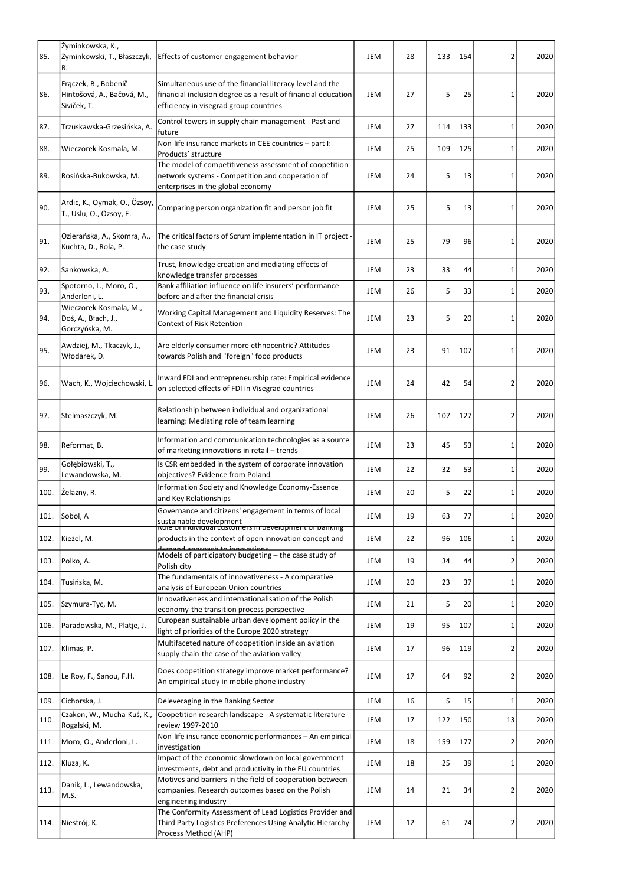| 85. | Żyminkowska, K., Żyminkowski, T., Błaszczyk, R. | Effects of customer engagement behavior | JEM | 28 | 133 | 154 | 2 | 2020 |
|---|---|---|---|---|---|---|---|---|
| 86. | Frączek, B., Bobenič Hintošová, A., Bačová, M., Siviček, T. | Simultaneous use of the financial literacy level and the financial inclusion degree as a result of financial education efficiency in visegrad group countries | JEM | 27 | 5 | 25 | 1 | 2020 |
| 87. | Trzuskawska-Grzesińska, A. | Control towers in supply chain management - Past and future | JEM | 27 | 114 | 133 | 1 | 2020 |
| 88. | Wieczorek-Kosmala, M. | Non-life insurance markets in CEE countries – part I: Products' structure | JEM | 25 | 109 | 125 | 1 | 2020 |
| 89. | Rosińska-Bukowska, M. | The model of competitiveness assessment of coopetition network systems - Competition and cooperation of enterprises in the global economy | JEM | 24 | 5 | 13 | 1 | 2020 |
| 90. | Ardic, K., Oymak, O., Özsoy, T., Uslu, O., Özsoy, E. | Comparing person organization fit and person job fit | JEM | 25 | 5 | 13 | 1 | 2020 |
| 91. | Ozierańska, A., Skomra, A., Kuchta, D., Rola, P. | The critical factors of Scrum implementation in IT project - the case study | JEM | 25 | 79 | 96 | 1 | 2020 |
| 92. | Sankowska, A. | Trust, knowledge creation and mediating effects of knowledge transfer processes | JEM | 23 | 33 | 44 | 1 | 2020 |
| 93. | Spotorno, L., Moro, O., Anderloni, L. | Bank affiliation influence on life insurers' performance before and after the financial crisis | JEM | 26 | 5 | 33 | 1 | 2020 |
| 94. | Wieczorek-Kosmala, M., Doś, A., Błach, J., Gorczyńska, M. | Working Capital Management and Liquidity Reserves: The Context of Risk Retention | JEM | 23 | 5 | 20 | 1 | 2020 |
| 95. | Awdziej, M., Tkaczyk, J., Włodarek, D. | Are elderly consumer more ethnocentric? Attitudes towards Polish and "foreign" food products | JEM | 23 | 91 | 107 | 1 | 2020 |
| 96. | Wach, K., Wojciechowski, L. | Inward FDI and entrepreneurship rate: Empirical evidence on selected effects of FDI in Visegrad countries | JEM | 24 | 42 | 54 | 2 | 2020 |
| 97. | Stelmaszczyk, M. | Relationship between individual and organizational learning: Mediating role of team learning | JEM | 26 | 107 | 127 | 2 | 2020 |
| 98. | Reformat, B. | Information and communication technologies as a source of marketing innovations in retail – trends | JEM | 23 | 45 | 53 | 1 | 2020 |
| 99. | Gołębiowski, T., Lewandowska, M. | Is CSR embedded in the system of corporate innovation objectives? Evidence from Poland | JEM | 22 | 32 | 53 | 1 | 2020 |
| 100. | Żelazny, R. | Information Society and Knowledge Economy-Essence and Key Relationships | JEM | 20 | 5 | 22 | 1 | 2020 |
| 101. | Sobol, A | Governance and citizens' engagement in terms of local sustainable development | JEM | 19 | 63 | 77 | 1 | 2020 |
| 102. | Kieżel, M. | Role of individual customers in development of banking products in the context of open innovation concept and demand approach to innovations | JEM | 22 | 96 | 106 | 1 | 2020 |
| 103. | Polko, A. | Models of participatory budgeting – the case study of Polish city | JEM | 19 | 34 | 44 | 2 | 2020 |
| 104. | Tusińska, M. | The fundamentals of innovativeness - A comparative analysis of European Union countries | JEM | 20 | 23 | 37 | 1 | 2020 |
| 105. | Szymura-Tyc, M. | Innovativeness and internationalisation of the Polish economy-the transition process perspective | JEM | 21 | 5 | 20 | 1 | 2020 |
| 106. | Paradowska, M., Platje, J. | European sustainable urban development policy in the light of priorities of the Europe 2020 strategy | JEM | 19 | 95 | 107 | 1 | 2020 |
| 107. | Klimas, P. | Multifaceted nature of coopetition inside an aviation supply chain-the case of the aviation valley | JEM | 17 | 96 | 119 | 2 | 2020 |
| 108. | Le Roy, F., Sanou, F.H. | Does coopetition strategy improve market performance? An empirical study in mobile phone industry | JEM | 17 | 64 | 92 | 2 | 2020 |
| 109. | Cichorska, J. | Deleveraging in the Banking Sector | JEM | 16 | 5 | 15 | 1 | 2020 |
| 110. | Czakon, W., Mucha-Kuś, K., Rogalski, M. | Coopetition research landscape - A systematic literature review 1997-2010 | JEM | 17 | 122 | 150 | 13 | 2020 |
| 111. | Moro, O., Anderloni, L. | Non-life insurance economic performances – An empirical investigation | JEM | 18 | 159 | 177 | 2 | 2020 |
| 112. | Kluza, K. | Impact of the economic slowdown on local government investments, debt and productivity in the EU countries | JEM | 18 | 25 | 39 | 1 | 2020 |
| 113. | Danik, L., Lewandowska, M.S. | Motives and barriers in the field of cooperation between companies. Research outcomes based on the Polish engineering industry | JEM | 14 | 21 | 34 | 2 | 2020 |
| 114. | Niestrój, K. | The Conformity Assessment of Lead Logistics Provider and Third Party Logistics Preferences Using Analytic Hierarchy Process Method (AHP) | JEM | 12 | 61 | 74 | 2 | 2020 |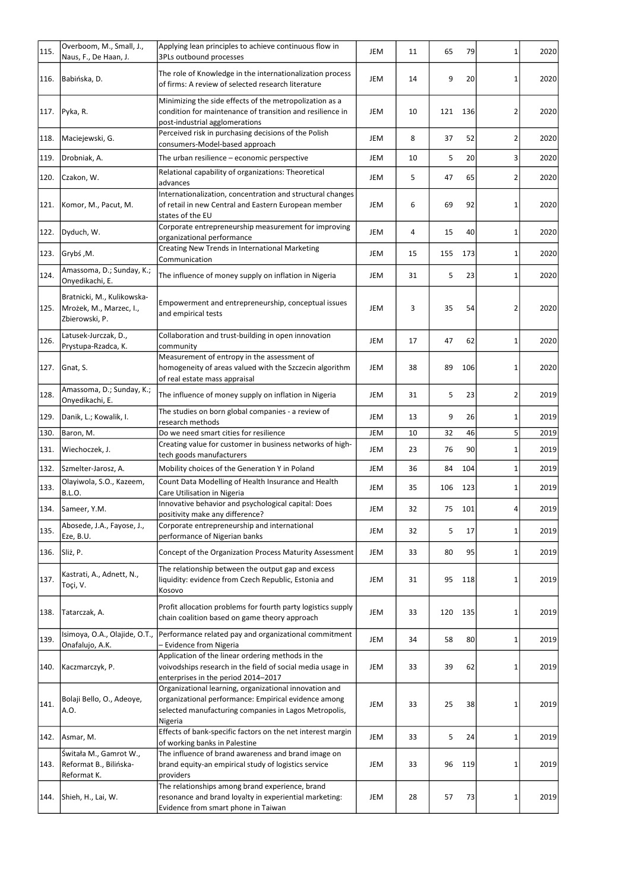| 115. | Overboom, M., Small, J., Naus, F., De Haan, J. | Applying lean principles to achieve continuous flow in 3PLs outbound processes | JEM | 11 | 65 | 79 | 1 | 2020 |
|---|---|---|---|---|---|---|---|---|
| 116. | Babińska, D. | The role of Knowledge in the internationalization process of firms: A review of selected research literature | JEM | 14 | 9 | 20 | 1 | 2020 |
| 117. | Pyka, R. | Minimizing the side effects of the metropolization as a condition for maintenance of transition and resilience in post-industrial agglomerations | JEM | 10 | 121 | 136 | 2 | 2020 |
| 118. | Maciejewski, G. | Perceived risk in purchasing decisions of the Polish consumers-Model-based approach | JEM | 8 | 37 | 52 | 2 | 2020 |
| 119. | Drobniak, A. | The urban resilience – economic perspective | JEM | 10 | 5 | 20 | 3 | 2020 |
| 120. | Czakon, W. | Relational capability of organizations: Theoretical advances | JEM | 5 | 47 | 65 | 2 | 2020 |
| 121. | Komor, M., Pacut, M. | Internationalization, concentration and structural changes of retail in new Central and Eastern European member states of the EU | JEM | 6 | 69 | 92 | 1 | 2020 |
| 122. | Dyduch, W. | Corporate entrepreneurship measurement for improving organizational performance | JEM | 4 | 15 | 40 | 1 | 2020 |
| 123. | Grybś ,M. | Creating New Trends in International Marketing Communication | JEM | 15 | 155 | 173 | 1 | 2020 |
| 124. | Amassoma, D.; Sunday, K.; Onyedikachi, E. | The influence of money supply on inflation in Nigeria | JEM | 31 | 5 | 23 | 1 | 2020 |
| 125. | Bratnicki, M., Kulikowska-Mrożek, M., Marzec, I., Zbierowski, P. | Empowerment and entrepreneurship, conceptual issues and empirical tests | JEM | 3 | 35 | 54 | 2 | 2020 |
| 126. | Latusek-Jurczak, D., Prystupa-Rzadca, K. | Collaboration and trust-building in open innovation community | JEM | 17 | 47 | 62 | 1 | 2020 |
| 127. | Gnat, S. | Measurement of entropy in the assessment of homogeneity of areas valued with the Szczecin algorithm of real estate mass appraisal | JEM | 38 | 89 | 106 | 1 | 2020 |
| 128. | Amassoma, D.; Sunday, K.; Onyedikachi, E. | The influence of money supply on inflation in Nigeria | JEM | 31 | 5 | 23 | 2 | 2019 |
| 129. | Danik, L.; Kowalik, I. | The studies on born global companies - a review of research methods | JEM | 13 | 9 | 26 | 1 | 2019 |
| 130. | Baron, M. | Do we need smart cities for resilience | JEM | 10 | 32 | 46 | 5 | 2019 |
| 131. | Wiechoczek, J. | Creating value for customer in business networks of high-tech goods manufacturers | JEM | 23 | 76 | 90 | 1 | 2019 |
| 132. | Szmelter-Jarosz, A. | Mobility choices of the Generation Y in Poland | JEM | 36 | 84 | 104 | 1 | 2019 |
| 133. | Olayiwola, S.O., Kazeem, B.L.O. | Count Data Modelling of Health Insurance and Health Care Utilisation in Nigeria | JEM | 35 | 106 | 123 | 1 | 2019 |
| 134. | Sameer, Y.M. | Innovative behavior and psychological capital: Does positivity make any difference? | JEM | 32 | 75 | 101 | 4 | 2019 |
| 135. | Abosede, J.A., Fayose, J., Eze, B.U. | Corporate entrepreneurship and international performance of Nigerian banks | JEM | 32 | 5 | 17 | 1 | 2019 |
| 136. | Sliż, P. | Concept of the Organization Process Maturity Assessment | JEM | 33 | 80 | 95 | 1 | 2019 |
| 137. | Kastrati, A., Adnett, N., Toçi, V. | The relationship between the output gap and excess liquidity: evidence from Czech Republic, Estonia and Kosovo | JEM | 31 | 95 | 118 | 1 | 2019 |
| 138. | Tatarczak, A. | Profit allocation problems for fourth party logistics supply chain coalition based on game theory approach | JEM | 33 | 120 | 135 | 1 | 2019 |
| 139. | Isimoya, O.A., Olajide, O.T., Onafalujo, A.K. | Performance related pay and organizational commitment – Evidence from Nigeria | JEM | 34 | 58 | 80 | 1 | 2019 |
| 140. | Kaczmarczyk, P. | Application of the linear ordering methods in the voivodships research in the field of social media usage in enterprises in the period 2014–2017 | JEM | 33 | 39 | 62 | 1 | 2019 |
| 141. | Bolaji Bello, O., Adeoye, A.O. | Organizational learning, organizational innovation and organizational performance: Empirical evidence among selected manufacturing companies in Lagos Metropolis, Nigeria | JEM | 33 | 25 | 38 | 1 | 2019 |
| 142. | Asmar, M. | Effects of bank-specific factors on the net interest margin of working banks in Palestine | JEM | 33 | 5 | 24 | 1 | 2019 |
| 143. | Świtała M., Gamrot W., Reformat B., Bilińska-Reformat K. | The influence of brand awareness and brand image on brand equity-an empirical study of logistics service providers | JEM | 33 | 96 | 119 | 1 | 2019 |
| 144. | Shieh, H., Lai, W. | The relationships among brand experience, brand resonance and brand loyalty in experiential marketing: Evidence from smart phone in Taiwan | JEM | 28 | 57 | 73 | 1 | 2019 |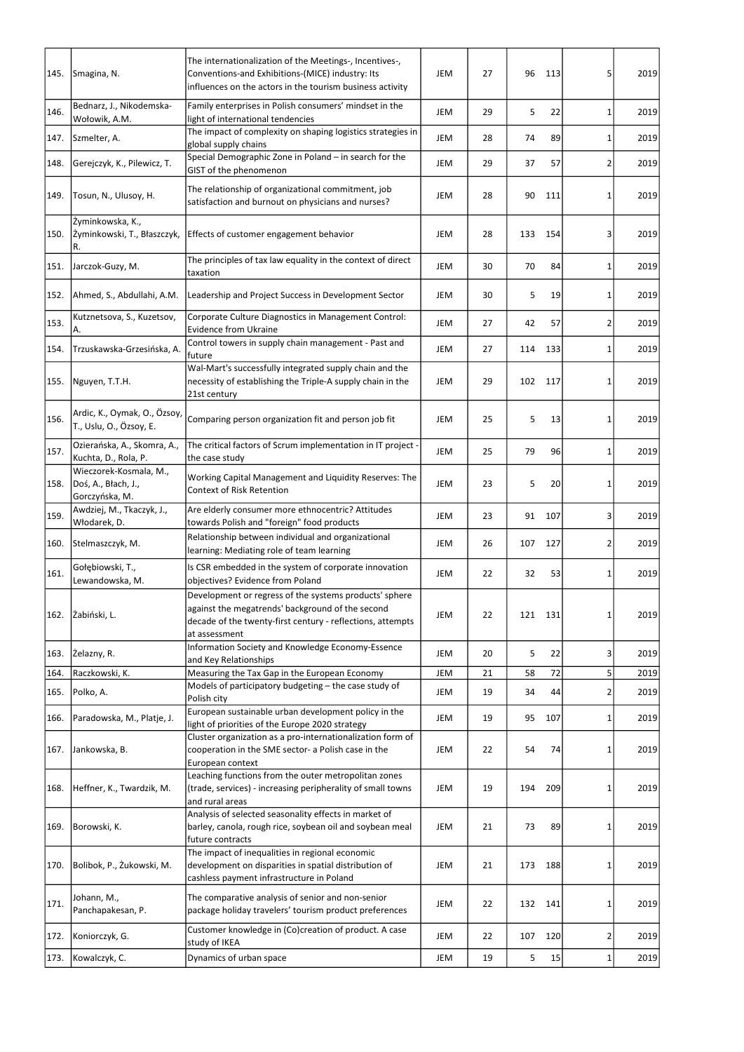| 145. | Smagina, N. | The internationalization of the Meetings-, Incentives-, Conventions-and Exhibitions-(MICE) industry: Its influences on the actors in the tourism business activity | JEM | 27 | 96 | 113 | 5 | 2019 |
|---|---|---|---|---|---|---|---|---|
| 146. | Bednarz, J., Nikodemska-Wołowik, A.M. | Family enterprises in Polish consumers' mindset in the light of international tendencies | JEM | 29 | 5 | 22 | 1 | 2019 |
| 147. | Szmelter, A. | The impact of complexity on shaping logistics strategies in global supply chains | JEM | 28 | 74 | 89 | 1 | 2019 |
| 148. | Gerejczyk, K., Pilewicz, T. | Special Demographic Zone in Poland – in search for the GIST of the phenomenon | JEM | 29 | 37 | 57 | 2 | 2019 |
| 149. | Tosun, N., Ulusoy, H. | The relationship of organizational commitment, job satisfaction and burnout on physicians and nurses? | JEM | 28 | 90 | 111 | 1 | 2019 |
| 150. | Żyminkowska, K., Żyminkowski, T., Błaszczyk, R. | Effects of customer engagement behavior | JEM | 28 | 133 | 154 | 3 | 2019 |
| 151. | Jarczok-Guzy, M. | The principles of tax law equality in the context of direct taxation | JEM | 30 | 70 | 84 | 1 | 2019 |
| 152. | Ahmed, S., Abdullahi, A.M. | Leadership and Project Success in Development Sector | JEM | 30 | 5 | 19 | 1 | 2019 |
| 153. | Kutznetsova, S., Kuzetsov, A. | Corporate Culture Diagnostics in Management Control: Evidence from Ukraine | JEM | 27 | 42 | 57 | 2 | 2019 |
| 154. | Trzuskawska-Grzesińska, A. | Control towers in supply chain management - Past and future | JEM | 27 | 114 | 133 | 1 | 2019 |
| 155. | Nguyen, T.T.H. | Wal-Mart's successfully integrated supply chain and the necessity of establishing the Triple-A supply chain in the 21st century | JEM | 29 | 102 | 117 | 1 | 2019 |
| 156. | Ardic, K., Oymak, O., Özsoy, T., Uslu, O., Özsoy, E. | Comparing person organization fit and person job fit | JEM | 25 | 5 | 13 | 1 | 2019 |
| 157. | Ozierańska, A., Skomra, A., Kuchta, D., Rola, P. | The critical factors of Scrum implementation in IT project - the case study | JEM | 25 | 79 | 96 | 1 | 2019 |
| 158. | Wieczorek-Kosmala, M., Doś, A., Błach, J., Gorczyńska, M. | Working Capital Management and Liquidity Reserves: The Context of Risk Retention | JEM | 23 | 5 | 20 | 1 | 2019 |
| 159. | Awdziej, M., Tkaczyk, J., Włodarek, D. | Are elderly consumer more ethnocentric? Attitudes towards Polish and "foreign" food products | JEM | 23 | 91 | 107 | 3 | 2019 |
| 160. | Stelmaszczyk, M. | Relationship between individual and organizational learning: Mediating role of team learning | JEM | 26 | 107 | 127 | 2 | 2019 |
| 161. | Gołębiowski, T., Lewandowska, M. | Is CSR embedded in the system of corporate innovation objectives? Evidence from Poland | JEM | 22 | 32 | 53 | 1 | 2019 |
| 162. | Żabiński, L. | Development or regress of the systems products' sphere against the megatrends' background of the second decade of the twenty-first century - reflections, attempts at assessment | JEM | 22 | 121 | 131 | 1 | 2019 |
| 163. | Żelazny, R. | Information Society and Knowledge Economy-Essence and Key Relationships | JEM | 20 | 5 | 22 | 3 | 2019 |
| 164. | Raczkowski, K. | Measuring the Tax Gap in the European Economy | JEM | 21 | 58 | 72 | 5 | 2019 |
| 165. | Polko, A. | Models of participatory budgeting – the case study of Polish city | JEM | 19 | 34 | 44 | 2 | 2019 |
| 166. | Paradowska, M., Platje, J. | European sustainable urban development policy in the light of priorities of the Europe 2020 strategy | JEM | 19 | 95 | 107 | 1 | 2019 |
| 167. | Jankowska, B. | Cluster organization as a pro-internationalization form of cooperation in the SME sector- a Polish case in the European context | JEM | 22 | 54 | 74 | 1 | 2019 |
| 168. | Heffner, K., Twardzik, M. | Leaching functions from the outer metropolitan zones (trade, services) - increasing peripherality of small towns and rural areas | JEM | 19 | 194 | 209 | 1 | 2019 |
| 169. | Borowski, K. | Analysis of selected seasonality effects in market of barley, canola, rough rice, soybean oil and soybean meal future contracts | JEM | 21 | 73 | 89 | 1 | 2019 |
| 170. | Bolibok, P., Żukowski, M. | The impact of inequalities in regional economic development on disparities in spatial distribution of cashless payment infrastructure in Poland | JEM | 21 | 173 | 188 | 1 | 2019 |
| 171. | Johann, M., Panchapakesan, P. | The comparative analysis of senior and non-senior package holiday travelers' tourism product preferences | JEM | 22 | 132 | 141 | 1 | 2019 |
| 172. | Koniorczyk, G. | Customer knowledge in (Co)creation of product. A case study of IKEA | JEM | 22 | 107 | 120 | 2 | 2019 |
| 173. | Kowalczyk, C. | Dynamics of urban space | JEM | 19 | 5 | 15 | 1 | 2019 |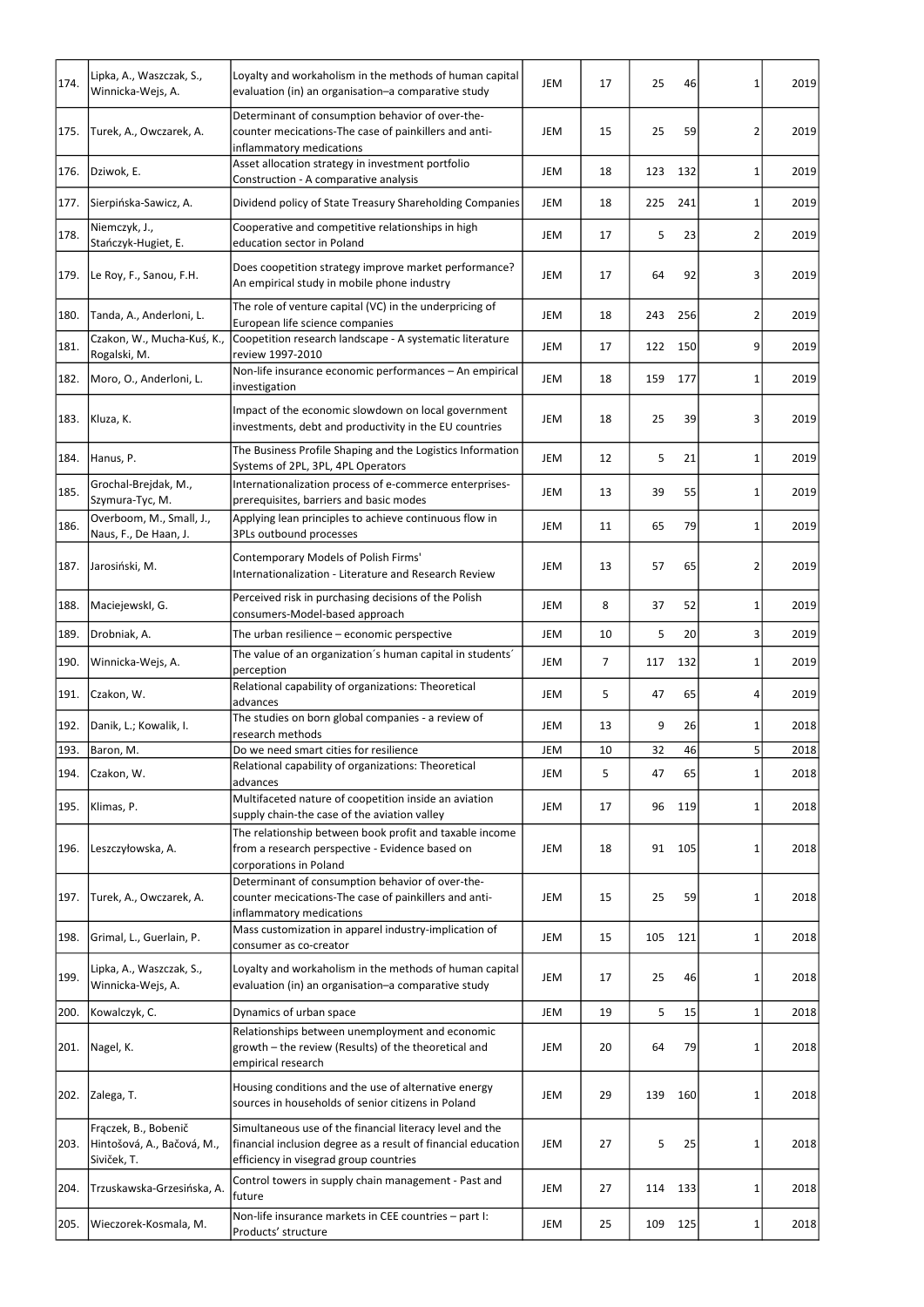| | | | | | | | | |
|---|---|---|---|---|---|---|---|---|
| 174. | Lipka, A., Waszczak, S., Winnicka-Wejs, A. | Loyalty and workaholism in the methods of human capital evaluation (in) an organisation–a comparative study | JEM | 17 | 25 | 46 | 1 | 2019 |
| 175. | Turek, A., Owczarek, A. | Determinant of consumption behavior of over-the-counter mecications-The case of painkillers and anti-inflammatory medications | JEM | 15 | 25 | 59 | 2 | 2019 |
| 176. | Dziwok, E. | Asset allocation strategy in investment portfolio Construction - A comparative analysis | JEM | 18 | 123 | 132 | 1 | 2019 |
| 177. | Sierpińska-Sawicz, A. | Dividend policy of State Treasury Shareholding Companies | JEM | 18 | 225 | 241 | 1 | 2019 |
| 178. | Niemczyk, J., Stańczyk-Hugiet, E. | Cooperative and competitive relationships in high education sector in Poland | JEM | 17 | 5 | 23 | 2 | 2019 |
| 179. | Le Roy, F., Sanou, F.H. | Does coopetition strategy improve market performance? An empirical study in mobile phone industry | JEM | 17 | 64 | 92 | 3 | 2019 |
| 180. | Tanda, A., Anderloni, L. | The role of venture capital (VC) in the underpricing of European life science companies | JEM | 18 | 243 | 256 | 2 | 2019 |
| 181. | Czakon, W., Mucha-Kuś, K., Rogalski, M. | Coopetition research landscape - A systematic literature review 1997-2010 | JEM | 17 | 122 | 150 | 9 | 2019 |
| 182. | Moro, O., Anderloni, L. | Non-life insurance economic performances – An empirical investigation | JEM | 18 | 159 | 177 | 1 | 2019 |
| 183. | Kluza, K. | Impact of the economic slowdown on local government investments, debt and productivity in the EU countries | JEM | 18 | 25 | 39 | 3 | 2019 |
| 184. | Hanus, P. | The Business Profile Shaping and the Logistics Information Systems of 2PL, 3PL, 4PL Operators | JEM | 12 | 5 | 21 | 1 | 2019 |
| 185. | Grochal-Brejdak, M., Szymura-Tyc, M. | Internationalization process of e-commerce enterprises-prerequisites, barriers and basic modes | JEM | 13 | 39 | 55 | 1 | 2019 |
| 186. | Overboom, M., Small, J., Naus, F., De Haan, J. | Applying lean principles to achieve continuous flow in 3PLs outbound processes | JEM | 11 | 65 | 79 | 1 | 2019 |
| 187. | Jarosiński, M. | Contemporary Models of Polish Firms' Internationalization - Literature and Research Review | JEM | 13 | 57 | 65 | 2 | 2019 |
| 188. | MaciejewskI, G. | Perceived risk in purchasing decisions of the Polish consumers-Model-based approach | JEM | 8 | 37 | 52 | 1 | 2019 |
| 189. | Drobniak, A. | The urban resilience – economic perspective | JEM | 10 | 5 | 20 | 3 | 2019 |
| 190. | Winnicka-Wejs, A. | The value of an organization´s human capital in students´ perception | JEM | 7 | 117 | 132 | 1 | 2019 |
| 191. | Czakon, W. | Relational capability of organizations: Theoretical advances | JEM | 5 | 47 | 65 | 4 | 2019 |
| 192. | Danik, L.; Kowalik, I. | The studies on born global companies - a review of research methods | JEM | 13 | 9 | 26 | 1 | 2018 |
| 193. | Baron, M. | Do we need smart cities for resilience | JEM | 10 | 32 | 46 | 5 | 2018 |
| 194. | Czakon, W. | Relational capability of organizations: Theoretical advances | JEM | 5 | 47 | 65 | 1 | 2018 |
| 195. | Klimas, P. | Multifaceted nature of coopetition inside an aviation supply chain-the case of the aviation valley | JEM | 17 | 96 | 119 | 1 | 2018 |
| 196. | Leszczyłowska, A. | The relationship between book profit and taxable income from a research perspective - Evidence based on corporations in Poland | JEM | 18 | 91 | 105 | 1 | 2018 |
| 197. | Turek, A., Owczarek, A. | Determinant of consumption behavior of over-the-counter mecications-The case of painkillers and anti-inflammatory medications | JEM | 15 | 25 | 59 | 1 | 2018 |
| 198. | Grimal, L., Guerlain, P. | Mass customization in apparel industry-implication of consumer as co-creator | JEM | 15 | 105 | 121 | 1 | 2018 |
| 199. | Lipka, A., Waszczak, S., Winnicka-Wejs, A. | Loyalty and workaholism in the methods of human capital evaluation (in) an organisation–a comparative study | JEM | 17 | 25 | 46 | 1 | 2018 |
| 200. | Kowalczyk, C. | Dynamics of urban space | JEM | 19 | 5 | 15 | 1 | 2018 |
| 201. | Nagel, K. | Relationships between unemployment and economic growth – the review (Results) of the theoretical and empirical research | JEM | 20 | 64 | 79 | 1 | 2018 |
| 202. | Zalega, T. | Housing conditions and the use of alternative energy sources in households of senior citizens in Poland | JEM | 29 | 139 | 160 | 1 | 2018 |
| 203. | Frączek, B., Bobenič Hintošová, A., Bačová, M., Siviček, T. | Simultaneous use of the financial literacy level and the financial inclusion degree as a result of financial education efficiency in visegrad group countries | JEM | 27 | 5 | 25 | 1 | 2018 |
| 204. | Trzuskawska-Grzesińska, A. | Control towers in supply chain management - Past and future | JEM | 27 | 114 | 133 | 1 | 2018 |
| 205. | Wieczorek-Kosmala, M. | Non-life insurance markets in CEE countries – part I: Products' structure | JEM | 25 | 109 | 125 | 1 | 2018 |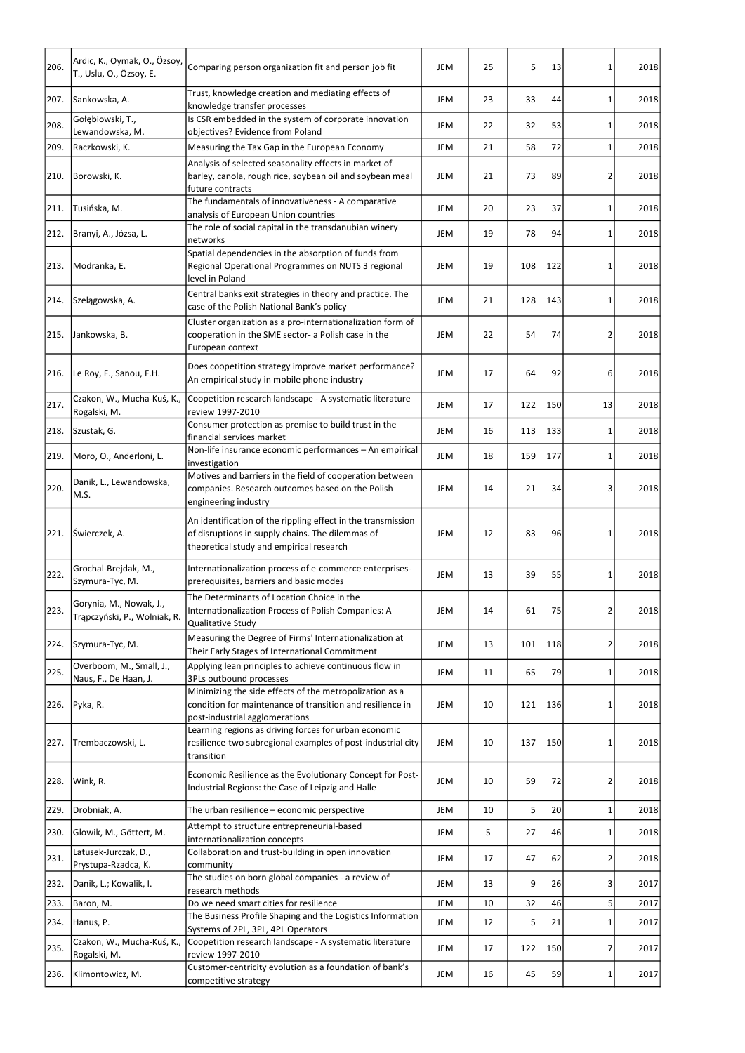| | | | | | | | | |
|---|---|---|---|---|---|---|---|---|
| 206. | Ardic, K., Oymak, O., Özsoy, T., Uslu, O., Özsoy, E. | Comparing person organization fit and person job fit | JEM | 25 | 5 | 13 | 1 | 2018 |
| 207. | Sankowska, A. | Trust, knowledge creation and mediating effects of knowledge transfer processes | JEM | 23 | 33 | 44 | 1 | 2018 |
| 208. | Gołębiowski, T., Lewandowska, M. | Is CSR embedded in the system of corporate innovation objectives? Evidence from Poland | JEM | 22 | 32 | 53 | 1 | 2018 |
| 209. | Raczkowski, K. | Measuring the Tax Gap in the European Economy | JEM | 21 | 58 | 72 | 1 | 2018 |
| 210. | Borowski, K. | Analysis of selected seasonality effects in market of barley, canola, rough rice, soybean oil and soybean meal future contracts | JEM | 21 | 73 | 89 | 2 | 2018 |
| 211. | Tusińska, M. | The fundamentals of innovativeness - A comparative analysis of European Union countries | JEM | 20 | 23 | 37 | 1 | 2018 |
| 212. | Branyi, A., Józsa, L. | The role of social capital in the transdanubian winery networks | JEM | 19 | 78 | 94 | 1 | 2018 |
| 213. | Modranka, E. | Spatial dependencies in the absorption of funds from Regional Operational Programmes on NUTS 3 regional level in Poland | JEM | 19 | 108 | 122 | 1 | 2018 |
| 214. | Szelągowska, A. | Central banks exit strategies in theory and practice. The case of the Polish National Bank's policy | JEM | 21 | 128 | 143 | 1 | 2018 |
| 215. | Jankowska, B. | Cluster organization as a pro-internationalization form of cooperation in the SME sector- a Polish case in the European context | JEM | 22 | 54 | 74 | 2 | 2018 |
| 216. | Le Roy, F., Sanou, F.H. | Does coopetition strategy improve market performance? An empirical study in mobile phone industry | JEM | 17 | 64 | 92 | 6 | 2018 |
| 217. | Czakon, W., Mucha-Kuś, K., Rogalski, M. | Coopetition research landscape - A systematic literature review 1997-2010 | JEM | 17 | 122 | 150 | 13 | 2018 |
| 218. | Szustak, G. | Consumer protection as premise to build trust in the financial services market | JEM | 16 | 113 | 133 | 1 | 2018 |
| 219. | Moro, O., Anderloni, L. | Non-life insurance economic performances – An empirical investigation | JEM | 18 | 159 | 177 | 1 | 2018 |
| 220. | Danik, L., Lewandowska, M.S. | Motives and barriers in the field of cooperation between companies. Research outcomes based on the Polish engineering industry | JEM | 14 | 21 | 34 | 3 | 2018 |
| 221. | Świerczek, A. | An identification of the rippling effect in the transmission of disruptions in supply chains. The dilemmas of theoretical study and empirical research | JEM | 12 | 83 | 96 | 1 | 2018 |
| 222. | Grochal-Brejdak, M., Szymura-Tyc, M. | Internationalization process of e-commerce enterprises- prerequisites, barriers and basic modes | JEM | 13 | 39 | 55 | 1 | 2018 |
| 223. | Gorynia, M., Nowak, J., Trąpczyński, P., Wolniak, R. | The Determinants of Location Choice in the Internationalization Process of Polish Companies: A Qualitative Study | JEM | 14 | 61 | 75 | 2 | 2018 |
| 224. | Szymura-Tyc, M. | Measuring the Degree of Firms' Internationalization at Their Early Stages of International Commitment | JEM | 13 | 101 | 118 | 2 | 2018 |
| 225. | Overboom, M., Small, J., Naus, F., De Haan, J. | Applying lean principles to achieve continuous flow in 3PLs outbound processes | JEM | 11 | 65 | 79 | 1 | 2018 |
| 226. | Pyka, R. | Minimizing the side effects of the metropolization as a condition for maintenance of transition and resilience in post-industrial agglomerations | JEM | 10 | 121 | 136 | 1 | 2018 |
| 227. | Trembaczowski, L. | Learning regions as driving forces for urban economic resilience-two subregional examples of post-industrial city transition | JEM | 10 | 137 | 150 | 1 | 2018 |
| 228. | Wink, R. | Economic Resilience as the Evolutionary Concept for Post-Industrial Regions: the Case of Leipzig and Halle | JEM | 10 | 59 | 72 | 2 | 2018 |
| 229. | Drobniak, A. | The urban resilience – economic perspective | JEM | 10 | 5 | 20 | 1 | 2018 |
| 230. | Glowik, M., Göttert, M. | Attempt to structure entrepreneurial-based internationalization concepts | JEM | 5 | 27 | 46 | 1 | 2018 |
| 231. | Latusek-Jurczak, D., Prystupa-Rzadca, K. | Collaboration and trust-building in open innovation community | JEM | 17 | 47 | 62 | 2 | 2018 |
| 232. | Danik, L.; Kowalik, I. | The studies on born global companies - a review of research methods | JEM | 13 | 9 | 26 | 3 | 2017 |
| 233. | Baron, M. | Do we need smart cities for resilience | JEM | 10 | 32 | 46 | 5 | 2017 |
| 234. | Hanus, P. | The Business Profile Shaping and the Logistics Information Systems of 2PL, 3PL, 4PL Operators | JEM | 12 | 5 | 21 | 1 | 2017 |
| 235. | Czakon, W., Mucha-Kuś, K., Rogalski, M. | Coopetition research landscape - A systematic literature review 1997-2010 | JEM | 17 | 122 | 150 | 7 | 2017 |
| 236. | Klimontowicz, M. | Customer-centricity evolution as a foundation of bank's competitive strategy | JEM | 16 | 45 | 59 | 1 | 2017 |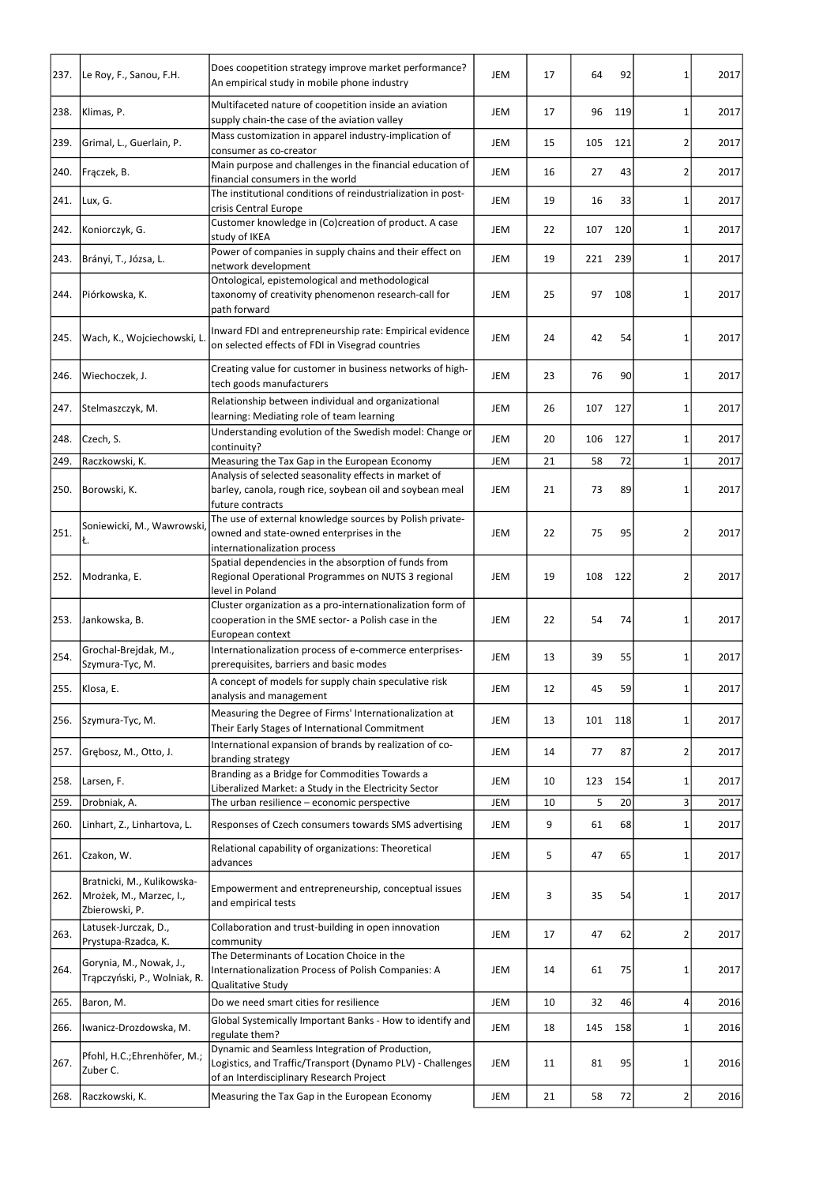| | | | | | | | | |
|---|---|---|---|---|---|---|---|---|
| 237. | Le Roy, F., Sanou, F.H. | Does coopetition strategy improve market performance? An empirical study in mobile phone industry | JEM | 17 | 64 | 92 | 1 | 2017 |
| 238. | Klimas, P. | Multifaceted nature of coopetition inside an aviation supply chain-the case of the aviation valley | JEM | 17 | 96 | 119 | 1 | 2017 |
| 239. | Grimal, L., Guerlain, P. | Mass customization in apparel industry-implication of consumer as co-creator | JEM | 15 | 105 | 121 | 2 | 2017 |
| 240. | Frączek, B. | Main purpose and challenges in the financial education of financial consumers in the world | JEM | 16 | 27 | 43 | 2 | 2017 |
| 241. | Lux, G. | The institutional conditions of reindustrialization in post-crisis Central Europe | JEM | 19 | 16 | 33 | 1 | 2017 |
| 242. | Koniorczyk, G. | Customer knowledge in (Co)creation of product. A case study of IKEA | JEM | 22 | 107 | 120 | 1 | 2017 |
| 243. | Brányi, T., Józsa, L. | Power of companies in supply chains and their effect on network development | JEM | 19 | 221 | 239 | 1 | 2017 |
| 244. | Piórkowska, K. | Ontological, epistemological and methodological taxonomy of creativity phenomenon research-call for path forward | JEM | 25 | 97 | 108 | 1 | 2017 |
| 245. | Wach, K., Wojciechowski, L. | Inward FDI and entrepreneurship rate: Empirical evidence on selected effects of FDI in Visegrad countries | JEM | 24 | 42 | 54 | 1 | 2017 |
| 246. | Wiechoczek, J. | Creating value for customer in business networks of high-tech goods manufacturers | JEM | 23 | 76 | 90 | 1 | 2017 |
| 247. | Stelmaszczyk, M. | Relationship between individual and organizational learning: Mediating role of team learning | JEM | 26 | 107 | 127 | 1 | 2017 |
| 248. | Czech, S. | Understanding evolution of the Swedish model: Change or continuity? | JEM | 20 | 106 | 127 | 1 | 2017 |
| 249. | Raczkowski, K. | Measuring the Tax Gap in the European Economy | JEM | 21 | 58 | 72 | 1 | 2017 |
| 250. | Borowski, K. | Analysis of selected seasonality effects in market of barley, canola, rough rice, soybean oil and soybean meal future contracts | JEM | 21 | 73 | 89 | 1 | 2017 |
| 251. | Soniewicki, M., Wawrowski, Ł. | The use of external knowledge sources by Polish private-owned and state-owned enterprises in the internationalization process | JEM | 22 | 75 | 95 | 2 | 2017 |
| 252. | Modranka, E. | Spatial dependencies in the absorption of funds from Regional Operational Programmes on NUTS 3 regional level in Poland | JEM | 19 | 108 | 122 | 2 | 2017 |
| 253. | Jankowska, B. | Cluster organization as a pro-internationalization form of cooperation in the SME sector- a Polish case in the European context | JEM | 22 | 54 | 74 | 1 | 2017 |
| 254. | Grochal-Brejdak, M., Szymura-Tyc, M. | Internationalization process of e-commerce enterprises-prerequisites, barriers and basic modes | JEM | 13 | 39 | 55 | 1 | 2017 |
| 255. | Klosa, E. | A concept of models for supply chain speculative risk analysis and management | JEM | 12 | 45 | 59 | 1 | 2017 |
| 256. | Szymura-Tyc, M. | Measuring the Degree of Firms' Internationalization at Their Early Stages of International Commitment | JEM | 13 | 101 | 118 | 1 | 2017 |
| 257. | Grębosz, M., Otto, J. | International expansion of brands by realization of co-branding strategy | JEM | 14 | 77 | 87 | 2 | 2017 |
| 258. | Larsen, F. | Branding as a Bridge for Commodities Towards a Liberalized Market: a Study in the Electricity Sector | JEM | 10 | 123 | 154 | 1 | 2017 |
| 259. | Drobniak, A. | The urban resilience – economic perspective | JEM | 10 | 5 | 20 | 3 | 2017 |
| 260. | Linhart, Z., Linhartova, L. | Responses of Czech consumers towards SMS advertising | JEM | 9 | 61 | 68 | 1 | 2017 |
| 261. | Czakon, W. | Relational capability of organizations: Theoretical advances | JEM | 5 | 47 | 65 | 1 | 2017 |
| 262. | Bratnicki, M., Kulikowska-Mrożek, M., Marzec, I., Zbierowski, P. | Empowerment and entrepreneurship, conceptual issues and empirical tests | JEM | 3 | 35 | 54 | 1 | 2017 |
| 263. | Latusek-Jurczak, D., Prystupa-Rzadca, K. | Collaboration and trust-building in open innovation community | JEM | 17 | 47 | 62 | 2 | 2017 |
| 264. | Gorynia, M., Nowak, J., Trąpczyński, P., Wolniak, R. | The Determinants of Location Choice in the Internationalization Process of Polish Companies: A Qualitative Study | JEM | 14 | 61 | 75 | 1 | 2017 |
| 265. | Baron, M. | Do we need smart cities for resilience | JEM | 10 | 32 | 46 | 4 | 2016 |
| 266. | Iwanicz-Drozdowska, M. | Global Systemically Important Banks - How to identify and regulate them? | JEM | 18 | 145 | 158 | 1 | 2016 |
| 267. | Pfohl, H.C.;Ehrenhöfer, M.; Zuber C. | Dynamic and Seamless Integration of Production, Logistics, and Traffic/Transport (Dynamo PLV) - Challenges of an Interdisciplinary Research Project | JEM | 11 | 81 | 95 | 1 | 2016 |
| 268. | Raczkowski, K. | Measuring the Tax Gap in the European Economy | JEM | 21 | 58 | 72 | 2 | 2016 |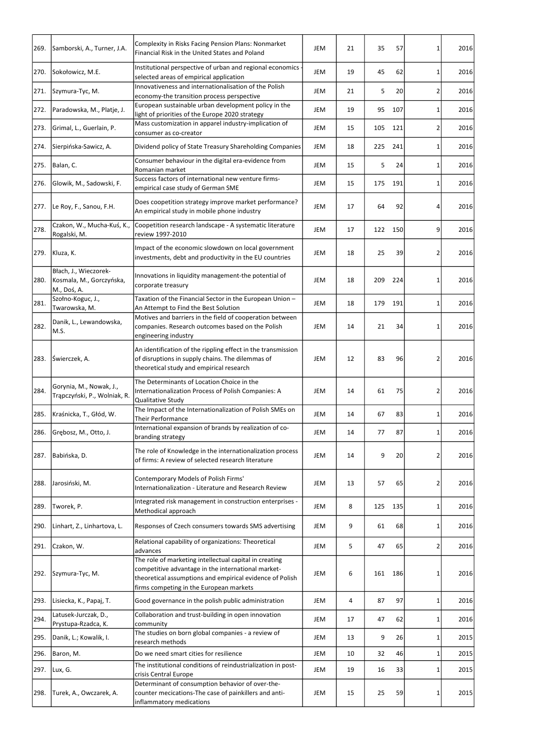| | | | | | | | | |
|---|---|---|---|---|---|---|---|---|
| 269. | Samborski, A., Turner, J.A. | Complexity in Risks Facing Pension Plans: Nonmarket Financial Risk in the United States and Poland | JEM | 21 | 35 | 57 | 1 | 2016 |
| 270. | Sokołowicz, M.E. | Institutional perspective of urban and regional economics - selected areas of empirical application | JEM | 19 | 45 | 62 | 1 | 2016 |
| 271. | Szymura-Tyc, M. | Innovativeness and internationalisation of the Polish economy-the transition process perspective | JEM | 21 | 5 | 20 | 2 | 2016 |
| 272. | Paradowska, M., Platje, J. | European sustainable urban development policy in the light of priorities of the Europe 2020 strategy | JEM | 19 | 95 | 107 | 1 | 2016 |
| 273. | Grimal, L., Guerlain, P. | Mass customization in apparel industry-implication of consumer as co-creator | JEM | 15 | 105 | 121 | 2 | 2016 |
| 274. | Sierpińska-Sawicz, A. | Dividend policy of State Treasury Shareholding Companies | JEM | 18 | 225 | 241 | 1 | 2016 |
| 275. | Balan, C. | Consumer behaviour in the digital era-evidence from Romanian market | JEM | 15 | 5 | 24 | 1 | 2016 |
| 276. | Glowik, M., Sadowski, F. | Success factors of international new venture firms-empirical case study of German SME | JEM | 15 | 175 | 191 | 1 | 2016 |
| 277. | Le Roy, F., Sanou, F.H. | Does coopetition strategy improve market performance? An empirical study in mobile phone industry | JEM | 17 | 64 | 92 | 4 | 2016 |
| 278. | Czakon, W., Mucha-Kuś, K., Rogalski, M. | Coopetition research landscape - A systematic literature review 1997-2010 | JEM | 17 | 122 | 150 | 9 | 2016 |
| 279. | Kluza, K. | Impact of the economic slowdown on local government investments, debt and productivity in the EU countries | JEM | 18 | 25 | 39 | 2 | 2016 |
| 280. | Błach, J., Wieczorek-Kosmala, M., Gorczyńska, M., Doś, A. | Innovations in liquidity management-the potential of corporate treasury | JEM | 18 | 209 | 224 | 1 | 2016 |
| 281. | Szołno-Koguc, J., Twarowska, M. | Taxation of the Financial Sector in the European Union – An Attempt to Find the Best Solution | JEM | 18 | 179 | 191 | 1 | 2016 |
| 282. | Danik, L., Lewandowska, M.S. | Motives and barriers in the field of cooperation between companies. Research outcomes based on the Polish engineering industry | JEM | 14 | 21 | 34 | 1 | 2016 |
| 283. | Świerczek, A. | An identification of the rippling effect in the transmission of disruptions in supply chains. The dilemmas of theoretical study and empirical research | JEM | 12 | 83 | 96 | 2 | 2016 |
| 284. | Gorynia, M., Nowak, J., Trąpczyński, P., Wolniak, R. | The Determinants of Location Choice in the Internationalization Process of Polish Companies: A Qualitative Study | JEM | 14 | 61 | 75 | 2 | 2016 |
| 285. | Kraśnicka, T., Głód, W. | The Impact of the Internationalization of Polish SMEs on Their Performance | JEM | 14 | 67 | 83 | 1 | 2016 |
| 286. | Grębosz, M., Otto, J. | International expansion of brands by realization of co-branding strategy | JEM | 14 | 77 | 87 | 1 | 2016 |
| 287. | Babińska, D. | The role of Knowledge in the internationalization process of firms: A review of selected research literature | JEM | 14 | 9 | 20 | 2 | 2016 |
| 288. | Jarosiński, M. | Contemporary Models of Polish Firms' Internationalization - Literature and Research Review | JEM | 13 | 57 | 65 | 2 | 2016 |
| 289. | Tworek, P. | Integrated risk management in construction enterprises - Methodical approach | JEM | 8 | 125 | 135 | 1 | 2016 |
| 290. | Linhart, Z., Linhartova, L. | Responses of Czech consumers towards SMS advertising | JEM | 9 | 61 | 68 | 1 | 2016 |
| 291. | Czakon, W. | Relational capability of organizations: Theoretical advances | JEM | 5 | 47 | 65 | 2 | 2016 |
| 292. | Szymura-Tyc, M. | The role of marketing intellectual capital in creating competitive advantage in the international market-theoretical assumptions and empirical evidence of Polish firms competing in the European markets | JEM | 6 | 161 | 186 | 1 | 2016 |
| 293. | Lisiecka, K., Papaj, T. | Good governance in the polish public administration | JEM | 4 | 87 | 97 | 1 | 2016 |
| 294. | Latusek-Jurczak, D., Prystupa-Rzadca, K. | Collaboration and trust-building in open innovation community | JEM | 17 | 47 | 62 | 1 | 2016 |
| 295. | Danik, L.; Kowalik, I. | The studies on born global companies - a review of research methods | JEM | 13 | 9 | 26 | 1 | 2015 |
| 296. | Baron, M. | Do we need smart cities for resilience | JEM | 10 | 32 | 46 | 1 | 2015 |
| 297. | Lux, G. | The institutional conditions of reindustrialization in post-crisis Central Europe | JEM | 19 | 16 | 33 | 1 | 2015 |
| 298. | Turek, A., Owczarek, A. | Determinant of consumption behavior of over-the-counter mecications-The case of painkillers and anti-inflammatory medications | JEM | 15 | 25 | 59 | 1 | 2015 |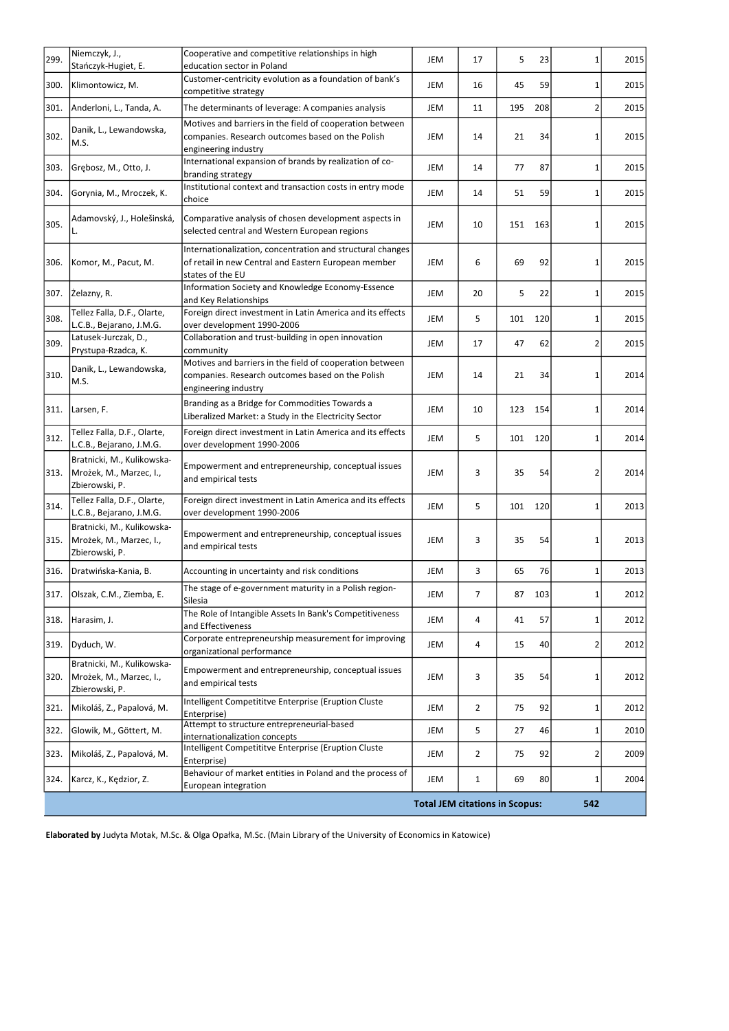| | | | | | | | | |
|---|---|---|---|---|---|---|---|---|
| 299. | Niemczyk, J., Stańczyk-Hugiet, E. | Cooperative and competitive relationships in high education sector in Poland | JEM | 17 | 5 | 23 | 1 | 2015 |
| 300. | Klimontowicz, M. | Customer-centricity evolution as a foundation of bank's competitive strategy | JEM | 16 | 45 | 59 | 1 | 2015 |
| 301. | Anderloni, L., Tanda, A. | The determinants of leverage: A companies analysis | JEM | 11 | 195 | 208 | 2 | 2015 |
| 302. | Danik, L., Lewandowska, M.S. | Motives and barriers in the field of cooperation between companies. Research outcomes based on the Polish engineering industry | JEM | 14 | 21 | 34 | 1 | 2015 |
| 303. | Grębosz, M., Otto, J. | International expansion of brands by realization of co-branding strategy | JEM | 14 | 77 | 87 | 1 | 2015 |
| 304. | Gorynia, M., Mroczek, K. | Institutional context and transaction costs in entry mode choice | JEM | 14 | 51 | 59 | 1 | 2015 |
| 305. | Adamovský, J., Holešinská, L. | Comparative analysis of chosen development aspects in selected central and Western European regions | JEM | 10 | 151 | 163 | 1 | 2015 |
| 306. | Komor, M., Pacut, M. | Internationalization, concentration and structural changes of retail in new Central and Eastern European member states of the EU | JEM | 6 | 69 | 92 | 1 | 2015 |
| 307. | Żelazny, R. | Information Society and Knowledge Economy-Essence and Key Relationships | JEM | 20 | 5 | 22 | 1 | 2015 |
| 308. | Tellez Falla, D.F., Olarte, L.C.B., Bejarano, J.M.G. | Foreign direct investment in Latin America and its effects over development 1990-2006 | JEM | 5 | 101 | 120 | 1 | 2015 |
| 309. | Latusek-Jurczak, D., Prystupa-Rzadca, K. | Collaboration and trust-building in open innovation community | JEM | 17 | 47 | 62 | 2 | 2015 |
| 310. | Danik, L., Lewandowska, M.S. | Motives and barriers in the field of cooperation between companies. Research outcomes based on the Polish engineering industry | JEM | 14 | 21 | 34 | 1 | 2014 |
| 311. | Larsen, F. | Branding as a Bridge for Commodities Towards a Liberalized Market: a Study in the Electricity Sector | JEM | 10 | 123 | 154 | 1 | 2014 |
| 312. | Tellez Falla, D.F., Olarte, L.C.B., Bejarano, J.M.G. | Foreign direct investment in Latin America and its effects over development 1990-2006 | JEM | 5 | 101 | 120 | 1 | 2014 |
| 313. | Bratnicki, M., Kulikowska-Mrożek, M., Marzec, I., Zbierowski, P. | Empowerment and entrepreneurship, conceptual issues and empirical tests | JEM | 3 | 35 | 54 | 2 | 2014 |
| 314. | Tellez Falla, D.F., Olarte, L.C.B., Bejarano, J.M.G. | Foreign direct investment in Latin America and its effects over development 1990-2006 | JEM | 5 | 101 | 120 | 1 | 2013 |
| 315. | Bratnicki, M., Kulikowska-Mrożek, M., Marzec, I., Zbierowski, P. | Empowerment and entrepreneurship, conceptual issues and empirical tests | JEM | 3 | 35 | 54 | 1 | 2013 |
| 316. | Dratwińska-Kania, B. | Accounting in uncertainty and risk conditions | JEM | 3 | 65 | 76 | 1 | 2013 |
| 317. | Olszak, C.M., Ziemba, E. | The stage of e-government maturity in a Polish region-Silesia | JEM | 7 | 87 | 103 | 1 | 2012 |
| 318. | Harasim, J. | The Role of Intangible Assets In Bank's Competitiveness and Effectiveness | JEM | 4 | 41 | 57 | 1 | 2012 |
| 319. | Dyduch, W. | Corporate entrepreneurship measurement for improving organizational performance | JEM | 4 | 15 | 40 | 2 | 2012 |
| 320. | Bratnicki, M., Kulikowska-Mrożek, M., Marzec, I., Zbierowski, P. | Empowerment and entrepreneurship, conceptual issues and empirical tests | JEM | 3 | 35 | 54 | 1 | 2012 |
| 321. | Mikoláš, Z., Papalová, M. | Intelligent Competititve Enterprise (Eruption Cluste Enterprise) | JEM | 2 | 75 | 92 | 1 | 2012 |
| 322. | Glowik, M., Göttert, M. | Attempt to structure entrepreneurial-based internationalization concepts | JEM | 5 | 27 | 46 | 1 | 2010 |
| 323. | Mikoláš, Z., Papalová, M. | Intelligent Competititve Enterprise (Eruption Cluste Enterprise) | JEM | 2 | 75 | 92 | 2 | 2009 |
| 324. | Karcz, K., Kędzior, Z. | Behaviour of market entities in Poland and the process of European integration | JEM | 1 | 69 | 80 | 1 | 2004 |
| | | | **Total JEM citations in Scopus:** | | | | **542** | |

**Elaborated by** Judyta Motak, M.Sc. & Olga Opałka, M.Sc. (Main Library of the University of Economics in Katowice)